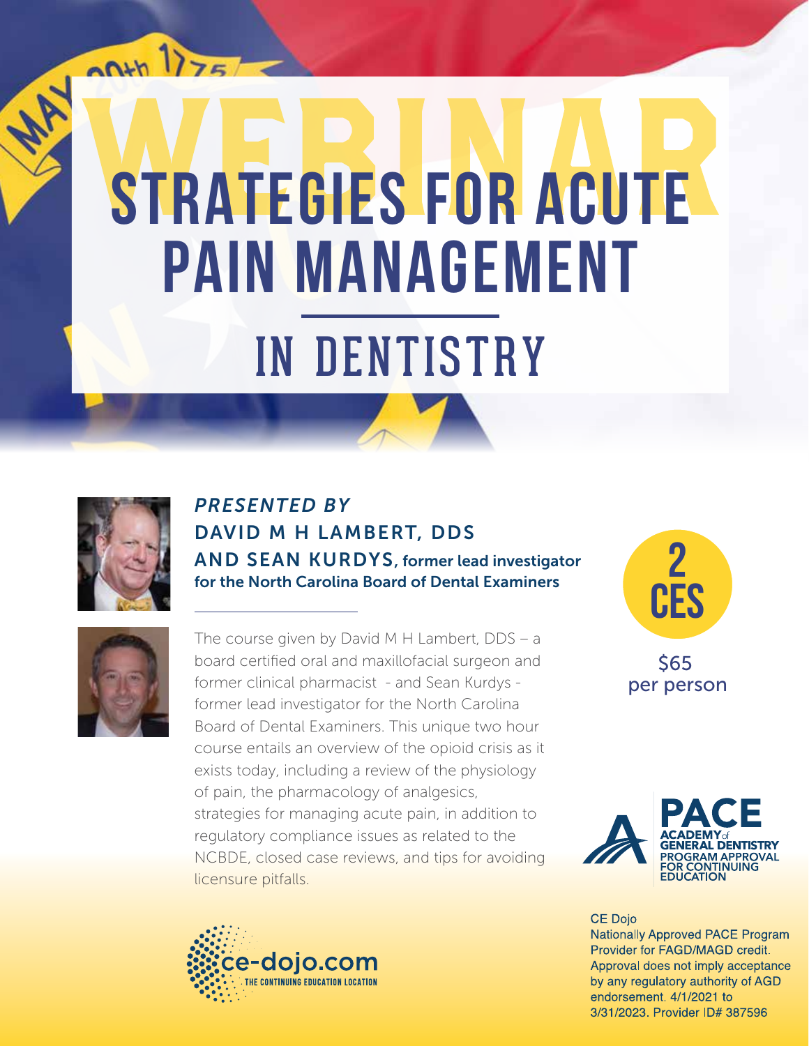# WEBINAR

# STRATEGIES FOR ACUTE PAIN MANAGEMENT

## IN DENTISTRY

*PRESENTED BY*

**DAVID M H LAMBERT, DDS**

**AND SEAN KURDYS, former lead investigator for the North Carolina Board of Dental Examiners**

The course given by David M H Lambert, DDS – a board certified oral and maxillofacial surgeon and former clinical pharmacist - and Sean Kurdys - former lead investigator for the North Carolina Board of Dental Examiners. This unique two hour course entails an overview of the opioid crisis as it exists today, including a review of the physiology of pain, the pharmacology of analgesics, strategies for managing acute pain, in addition to regulatory compliance issues as related to the NCBDE, closed case reviews, and tips for avoiding licensure pitfalls.

**2 CES**

$65 per person

**PACE**
ACADEMY of GENERAL DENTISTRY PROGRAM APPROVAL FOR CONTINUING EDUCATION

ce-dojo.com
THE CONTINUING EDUCATION LOCATION

CE Dojo
Nationally Approved PACE Program Provider for FAGD/MAGD credit. Approval does not imply acceptance by any regulatory authority of AGD endorsement. 4/1/2021 to 3/31/2023. Provider ID# 387596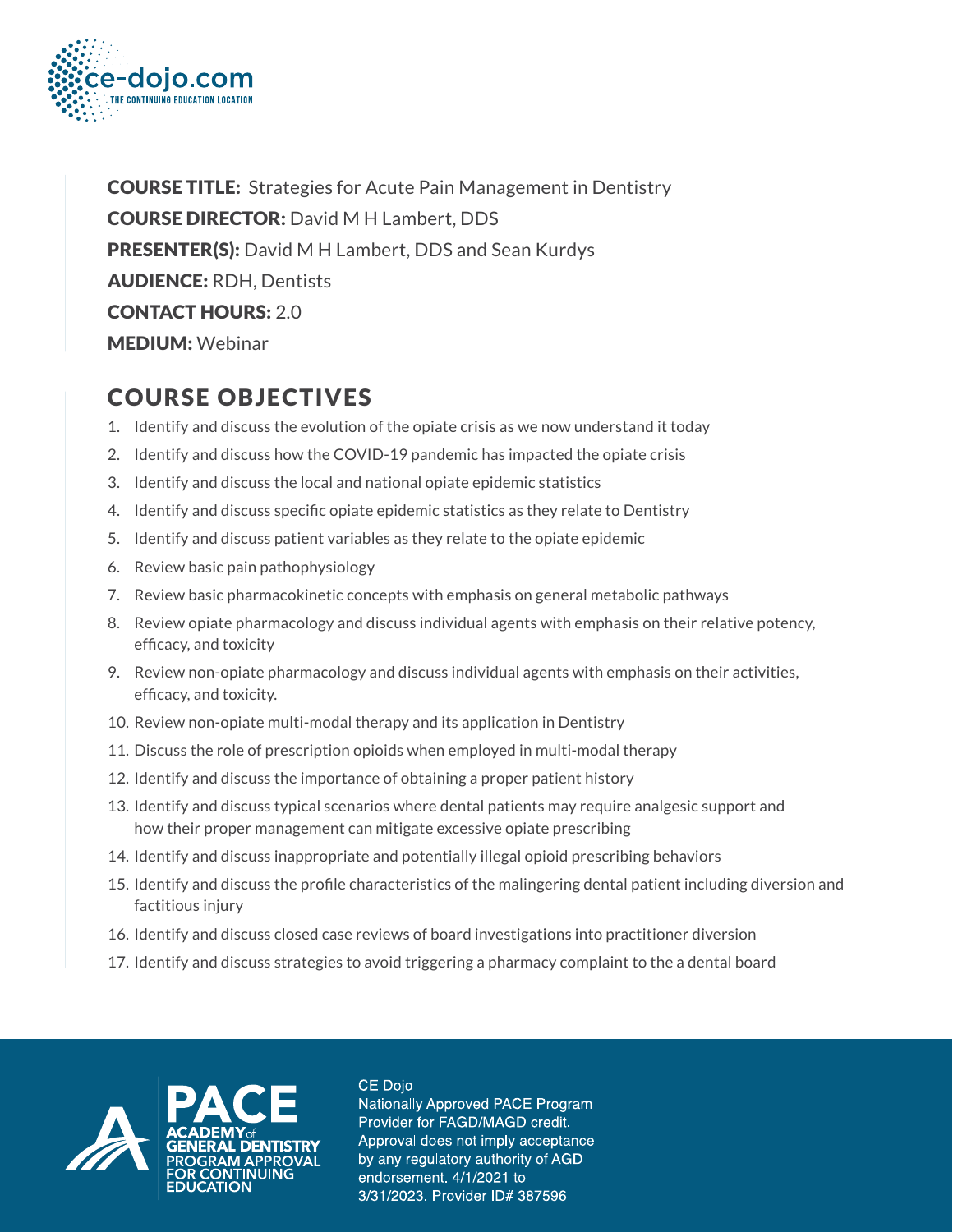ce-dojo.com
THE CONTINUING EDUCATION LOCATION

**COURSE TITLE:** Strategies for Acute Pain Management in Dentistry
**COURSE DIRECTOR:** David M H Lambert, DDS
**PRESENTER(S):** David M H Lambert, DDS and Sean Kurdys
**AUDIENCE:** RDH, Dentists
**CONTACT HOURS:** 2.0
**MEDIUM:** Webinar

## COURSE OBJECTIVES

1. Identify and discuss the evolution of the opiate crisis as we now understand it today
2. Identify and discuss how the COVID-19 pandemic has impacted the opiate crisis
3. Identify and discuss the local and national opiate epidemic statistics
4. Identify and discuss specific opiate epidemic statistics as they relate to Dentistry
5. Identify and discuss patient variables as they relate to the opiate epidemic
6. Review basic pain pathophysiology
7. Review basic pharmacokinetic concepts with emphasis on general metabolic pathways
8. Review opiate pharmacology and discuss individual agents with emphasis on their relative potency, efficacy, and toxicity
9. Review non-opiate pharmacology and discuss individual agents with emphasis on their activities, efficacy, and toxicity.
10. Review non-opiate multi-modal therapy and its application in Dentistry
11. Discuss the role of prescription opioids when employed in multi-modal therapy
12. Identify and discuss the importance of obtaining a proper patient history
13. Identify and discuss typical scenarios where dental patients may require analgesic support and how their proper management can mitigate excessive opiate prescribing
14. Identify and discuss inappropriate and potentially illegal opioid prescribing behaviors
15. Identify and discuss the profile characteristics of the malingering dental patient including diversion and factitious injury
16. Identify and discuss closed case reviews of board investigations into practitioner diversion
17. Identify and discuss strategies to avoid triggering a pharmacy complaint to the a dental board

PACE
ACADEMY of GENERAL DENTISTRY
PROGRAM APPROVAL FOR CONTINUING EDUCATION

CE Dojo
Nationally Approved PACE Program Provider for FAGD/MAGD credit. Approval does not imply acceptance by any regulatory authority of AGD endorsement. 4/1/2021 to 3/31/2023. Provider ID# 387596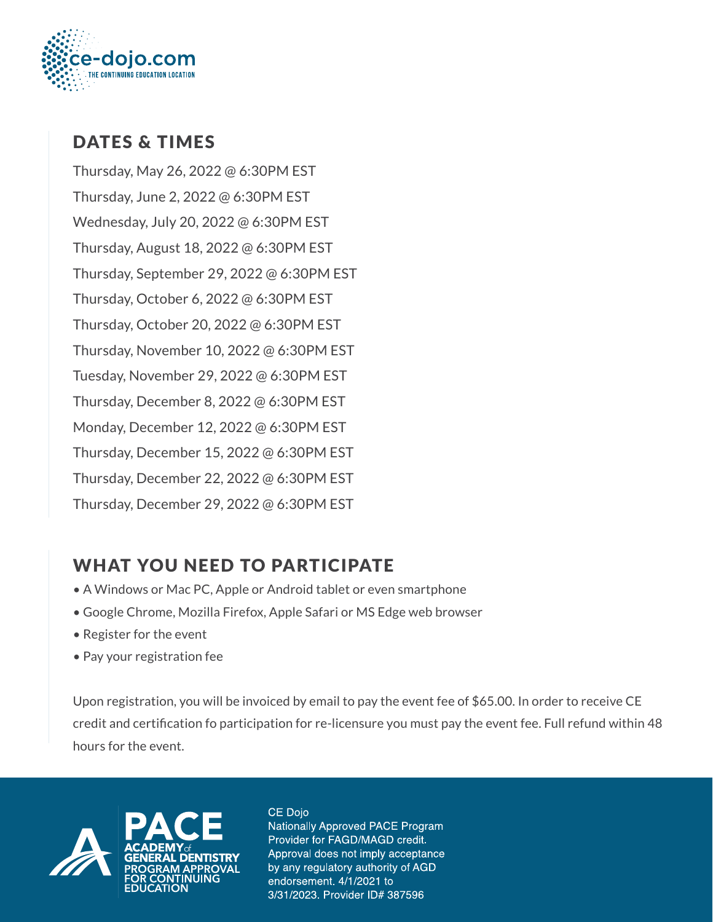ce-dojo.com
THE CONTINUING EDUCATION LOCATION

## DATES & TIMES

Thursday, May 26, 2022 @ 6:30PM EST

Thursday, June 2, 2022 @ 6:30PM EST

Wednesday, July 20, 2022 @ 6:30PM EST

Thursday, August 18, 2022 @ 6:30PM EST

Thursday, September 29, 2022 @ 6:30PM EST

Thursday, October 6, 2022 @ 6:30PM EST

Thursday, October 20, 2022 @ 6:30PM EST

Thursday, November 10, 2022 @ 6:30PM EST

Tuesday, November 29, 2022 @ 6:30PM EST

Thursday, December 8, 2022 @ 6:30PM EST

Monday, December 12, 2022 @ 6:30PM EST

Thursday, December 15, 2022 @ 6:30PM EST

Thursday, December 22, 2022 @ 6:30PM EST

Thursday, December 29, 2022 @ 6:30PM EST

## WHAT YOU NEED TO PARTICIPATE

- A Windows or Mac PC, Apple or Android tablet or even smartphone
- Google Chrome, Mozilla Firefox, Apple Safari or MS Edge web browser
- Register for the event
- Pay your registration fee

Upon registration, you will be invoiced by email to pay the event fee of $65.00. In order to receive CE credit and certification fo participation for re-licensure you must pay the event fee. Full refund within 48 hours for the event.

PACE
ACADEMY of GENERAL DENTISTRY
PROGRAM APPROVAL FOR CONTINUING EDUCATION

CE Dojo
Nationally Approved PACE Program Provider for FAGD/MAGD credit. Approval does not imply acceptance by any regulatory authority of AGD endorsement. 4/1/2021 to 3/31/2023. Provider ID# 387596